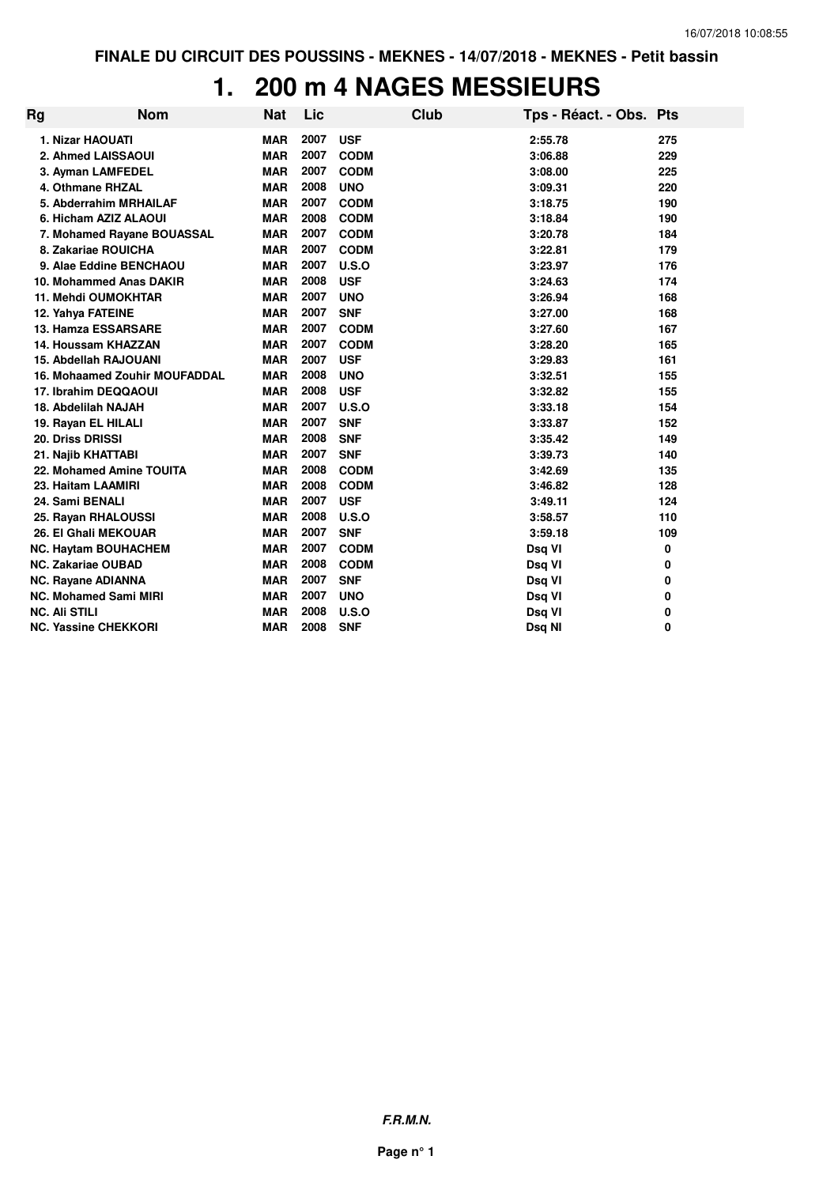**FINALE DU CIRCUIT DES POUSSINS - MEKNES - 14/07/2018 - MEKNES - Petit bassin**

# 1. 200 m 4 NAGES MESSIEURS

| Rg | Nom | Nat | Lic | Club | Tps - Réact. - Obs. | Pts |
|---|---|---|---|---|---|---|
| 1. | Nizar HAOUATI | MAR | 2007 | USF | 2:55.78 | 275 |
| 2. | Ahmed LAISSAOUI | MAR | 2007 | CODM | 3:06.88 | 229 |
| 3. | Ayman LAMFEDEL | MAR | 2007 | CODM | 3:08.00 | 225 |
| 4. | Othmane RHZAL | MAR | 2008 | UNO | 3:09.31 | 220 |
| 5. | Abderrahim MRHAILAF | MAR | 2007 | CODM | 3:18.75 | 190 |
| 6. | Hicham AZIZ ALAOUI | MAR | 2008 | CODM | 3:18.84 | 190 |
| 7. | Mohamed Rayane BOUASSAL | MAR | 2007 | CODM | 3:20.78 | 184 |
| 8. | Zakariae ROUICHA | MAR | 2007 | CODM | 3:22.81 | 179 |
| 9. | Alae Eddine BENCHAOU | MAR | 2007 | U.S.O | 3:23.97 | 176 |
| 10. | Mohammed Anas DAKIR | MAR | 2008 | USF | 3:24.63 | 174 |
| 11. | Mehdi OUMOKHTAR | MAR | 2007 | UNO | 3:26.94 | 168 |
| 12. | Yahya FATEINE | MAR | 2007 | SNF | 3:27.00 | 168 |
| 13. | Hamza ESSARSARE | MAR | 2007 | CODM | 3:27.60 | 167 |
| 14. | Houssam KHAZZAN | MAR | 2007 | CODM | 3:28.20 | 165 |
| 15. | Abdellah RAJOUANI | MAR | 2007 | USF | 3:29.83 | 161 |
| 16. | Mohaamed Zouhir MOUFADDAL | MAR | 2008 | UNO | 3:32.51 | 155 |
| 17. | Ibrahim DEQQAOUI | MAR | 2008 | USF | 3:32.82 | 155 |
| 18. | Abdelilah NAJAH | MAR | 2007 | U.S.O | 3:33.18 | 154 |
| 19. | Rayan EL HILALI | MAR | 2007 | SNF | 3:33.87 | 152 |
| 20. | Driss DRISSI | MAR | 2008 | SNF | 3:35.42 | 149 |
| 21. | Najib KHATTABI | MAR | 2007 | SNF | 3:39.73 | 140 |
| 22. | Mohamed Amine TOUITA | MAR | 2008 | CODM | 3:42.69 | 135 |
| 23. | Haitam LAAMIRI | MAR | 2008 | CODM | 3:46.82 | 128 |
| 24. | Sami BENALI | MAR | 2007 | USF | 3:49.11 | 124 |
| 25. | Rayan RHALOUSSI | MAR | 2008 | U.S.O | 3:58.57 | 110 |
| 26. | El Ghali MEKOUAR | MAR | 2007 | SNF | 3:59.18 | 109 |
| NC. | Haytam BOUHACHEM | MAR | 2007 | CODM | Dsq VI | 0 |
| NC. | Zakariae OUBAD | MAR | 2008 | CODM | Dsq VI | 0 |
| NC. | Rayane ADIANNA | MAR | 2007 | SNF | Dsq VI | 0 |
| NC. | Mohamed Sami MIRI | MAR | 2007 | UNO | Dsq VI | 0 |
| NC. | Ali STILI | MAR | 2008 | U.S.O | Dsq VI | 0 |
| NC. | Yassine CHEKKORI | MAR | 2008 | SNF | Dsq NI | 0 |

***F.R.M.N.***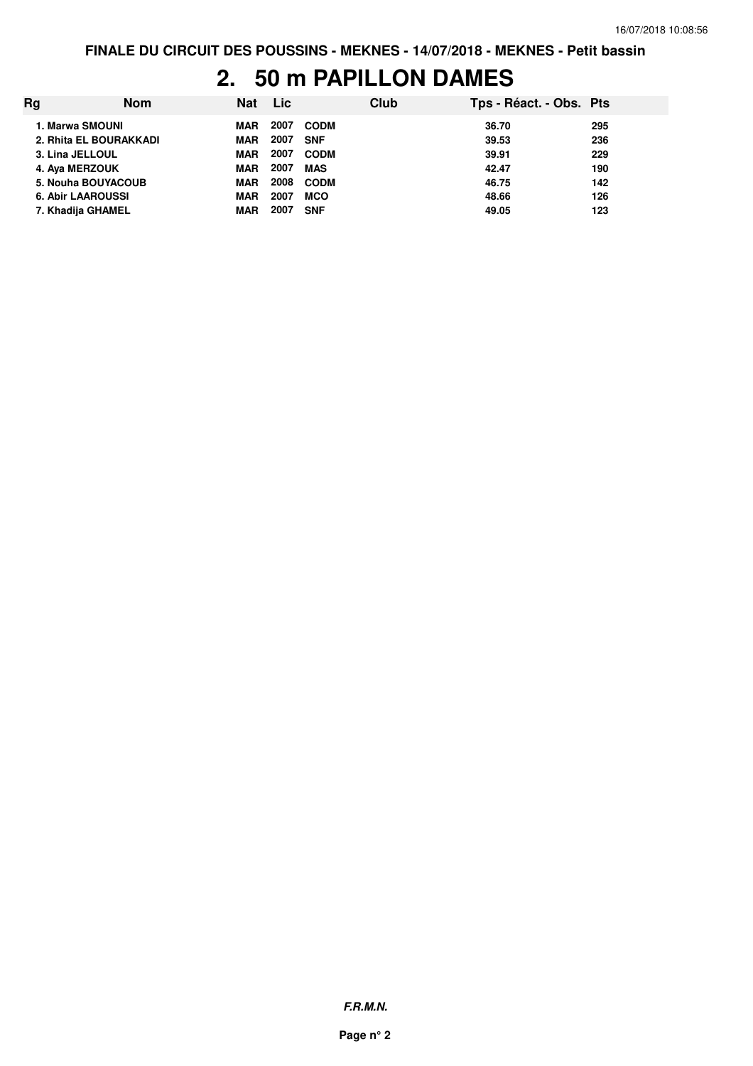FINALE DU CIRCUIT DES POUSSINS - MEKNES - 14/07/2018 - MEKNES - Petit bassin

# 2. 50 m PAPILLON DAMES

| Rg | Nom | Nat | Lic | Club | Tps - Réact. - Obs. | Pts |
|---|---|---|---|---|---|---|
| 1. | Marwa SMOUNI | MAR | 2007 | CODM | 36.70 | 295 |
| 2. | Rhita EL BOURAKKADI | MAR | 2007 | SNF | 39.53 | 236 |
| 3. | Lina JELLOUL | MAR | 2007 | CODM | 39.91 | 229 |
| 4. | Aya MERZOUK | MAR | 2007 | MAS | 42.47 | 190 |
| 5. | Nouha BOUYACOUB | MAR | 2008 | CODM | 46.75 | 142 |
| 6. | Abir LAAROUSSI | MAR | 2007 | MCO | 48.66 | 126 |
| 7. | Khadija GHAMEL | MAR | 2007 | SNF | 49.05 | 123 |

***F.R.M.N.***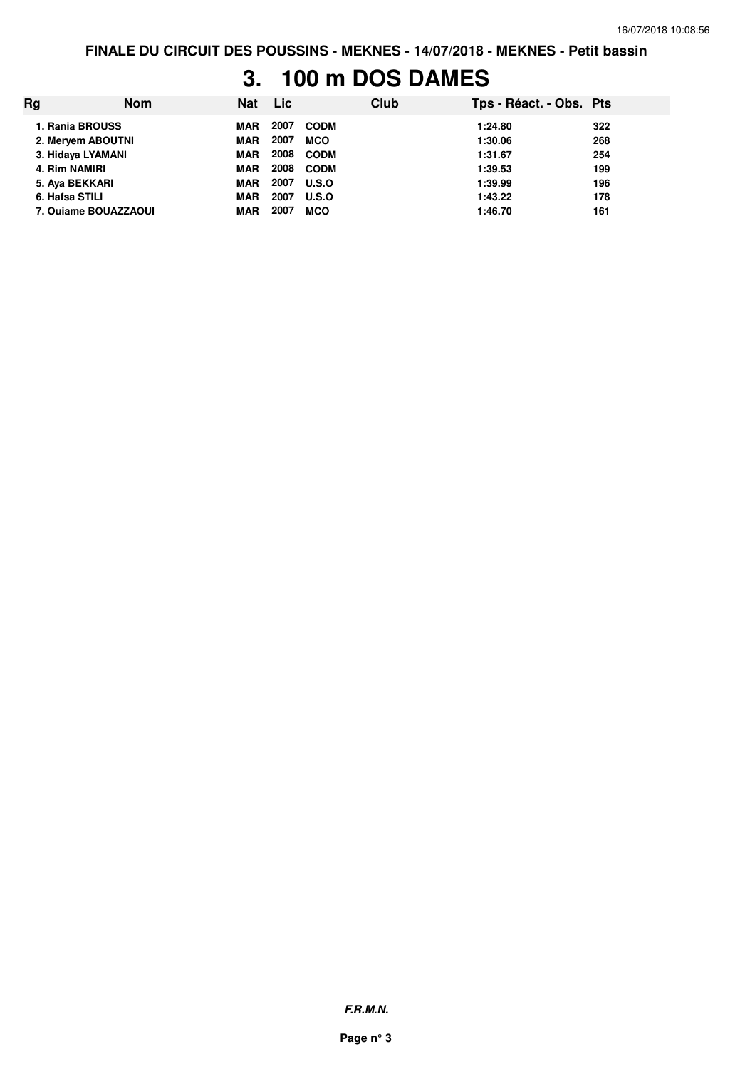# 3. 100 m DOS DAMES

| Rg | Nom | Nat | Lic | Club | Tps - Réact. - Obs. | Pts |
|---|---|---|---|---|---|---|
| 1. | Rania BROUSS | MAR | 2007 | CODM | 1:24.80 | 322 |
| 2. | Meryem ABOUTNI | MAR | 2007 | MCO | 1:30.06 | 268 |
| 3. | Hidaya LYAMANI | MAR | 2008 | CODM | 1:31.67 | 254 |
| 4. | Rim NAMIRI | MAR | 2008 | CODM | 1:39.53 | 199 |
| 5. | Aya BEKKARI | MAR | 2007 | U.S.O | 1:39.99 | 196 |
| 6. | Hafsa STILI | MAR | 2007 | U.S.O | 1:43.22 | 178 |
| 7. | Ouiame BOUAZZAOUI | MAR | 2007 | MCO | 1:46.70 | 161 |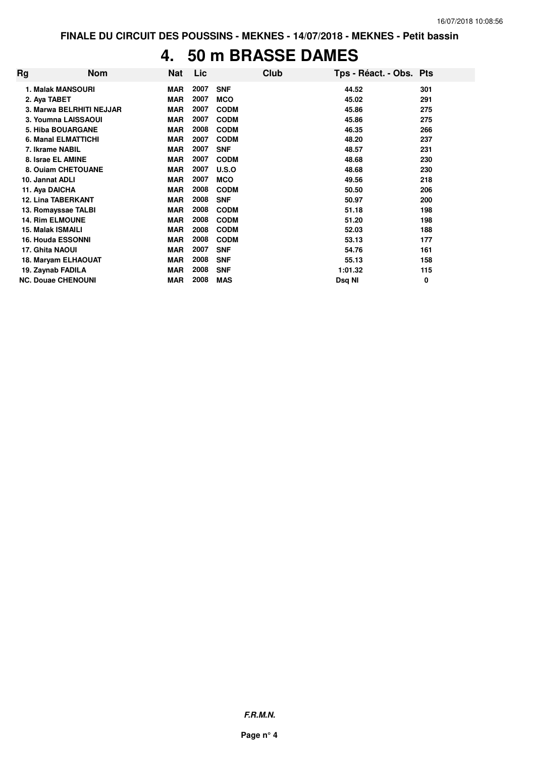**FINALE DU CIRCUIT DES POUSSINS - MEKNES - 14/07/2018 - MEKNES - Petit bassin**

# 4. 50 m BRASSE DAMES

| Rg | Nom | Nat | Lic | Club | Tps - Réact. - Obs. | Pts |
|---|---|---|---|---|---|---|
| 1. | Malak MANSOURI | MAR | 2007 | SNF | 44.52 | 301 |
| 2. | Aya TABET | MAR | 2007 | MCO | 45.02 | 291 |
| 3. | Marwa BELRHITI NEJJAR | MAR | 2007 | CODM | 45.86 | 275 |
| 3. | Youmna LAISSAOUI | MAR | 2007 | CODM | 45.86 | 275 |
| 5. | Hiba BOUARGANE | MAR | 2008 | CODM | 46.35 | 266 |
| 6. | Manal ELMATTICHI | MAR | 2007 | CODM | 48.20 | 237 |
| 7. | Ikrame NABIL | MAR | 2007 | SNF | 48.57 | 231 |
| 8. | Israe EL AMINE | MAR | 2007 | CODM | 48.68 | 230 |
| 8. | Ouiam CHETOUANE | MAR | 2007 | U.S.O | 48.68 | 230 |
| 10. | Jannat ADLI | MAR | 2007 | MCO | 49.56 | 218 |
| 11. | Aya DAICHA | MAR | 2008 | CODM | 50.50 | 206 |
| 12. | Lina TABERKANT | MAR | 2008 | SNF | 50.97 | 200 |
| 13. | Romayssae TALBI | MAR | 2008 | CODM | 51.18 | 198 |
| 14. | Rim ELMOUNE | MAR | 2008 | CODM | 51.20 | 198 |
| 15. | Malak ISMAILI | MAR | 2008 | CODM | 52.03 | 188 |
| 16. | Houda ESSONNI | MAR | 2008 | CODM | 53.13 | 177 |
| 17. | Ghita NAOUI | MAR | 2007 | SNF | 54.76 | 161 |
| 18. | Maryam ELHAOUAT | MAR | 2008 | SNF | 55.13 | 158 |
| 19. | Zaynab FADILA | MAR | 2008 | SNF | 1:01.32 | 115 |
| NC. | Douae CHENOUNI | MAR | 2008 | MAS | Dsq NI | 0 |

***F.R.M.N.***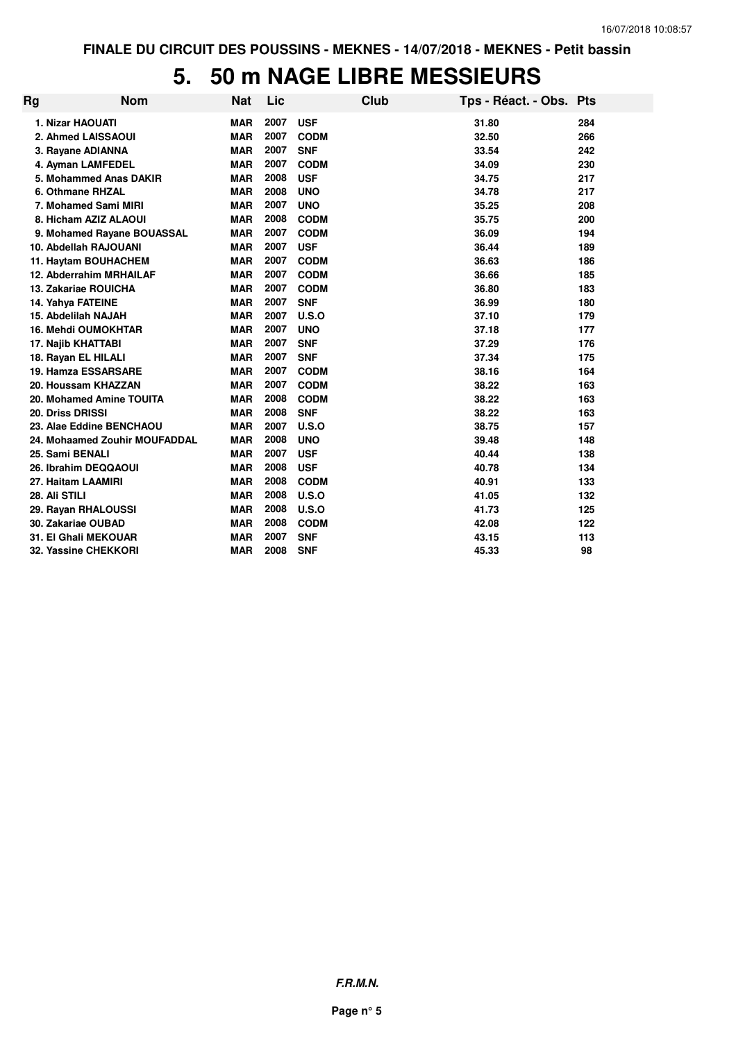FINALE DU CIRCUIT DES POUSSINS - MEKNES - 14/07/2018 - MEKNES - Petit bassin

# 5. 50 m NAGE LIBRE MESSIEURS

| Rg | Nom | Nat | Lic | Club | Tps - Réact. - Obs. | Pts |
|---|---|---|---|---|---|---|
| 1. | Nizar HAOUATI | MAR | 2007 | USF | 31.80 | 284 |
| 2. | Ahmed LAISSAOUI | MAR | 2007 | CODM | 32.50 | 266 |
| 3. | Rayane ADIANNA | MAR | 2007 | SNF | 33.54 | 242 |
| 4. | Ayman LAMFEDEL | MAR | 2007 | CODM | 34.09 | 230 |
| 5. | Mohammed Anas DAKIR | MAR | 2008 | USF | 34.75 | 217 |
| 6. | Othmane RHZAL | MAR | 2008 | UNO | 34.78 | 217 |
| 7. | Mohamed Sami MIRI | MAR | 2007 | UNO | 35.25 | 208 |
| 8. | Hicham AZIZ ALAOUI | MAR | 2008 | CODM | 35.75 | 200 |
| 9. | Mohamed Rayane BOUASSAL | MAR | 2007 | CODM | 36.09 | 194 |
| 10. | Abdellah RAJOUANI | MAR | 2007 | USF | 36.44 | 189 |
| 11. | Haytam BOUHACHEM | MAR | 2007 | CODM | 36.63 | 186 |
| 12. | Abderrahim MRHAILAF | MAR | 2007 | CODM | 36.66 | 185 |
| 13. | Zakariae ROUICHA | MAR | 2007 | CODM | 36.80 | 183 |
| 14. | Yahya FATEINE | MAR | 2007 | SNF | 36.99 | 180 |
| 15. | Abdelilah NAJAH | MAR | 2007 | U.S.O | 37.10 | 179 |
| 16. | Mehdi OUMOKHTAR | MAR | 2007 | UNO | 37.18 | 177 |
| 17. | Najib KHATTABI | MAR | 2007 | SNF | 37.29 | 176 |
| 18. | Rayan EL HILALI | MAR | 2007 | SNF | 37.34 | 175 |
| 19. | Hamza ESSARSARE | MAR | 2007 | CODM | 38.16 | 164 |
| 20. | Houssam KHAZZAN | MAR | 2007 | CODM | 38.22 | 163 |
| 20. | Mohamed Amine TOUITA | MAR | 2008 | CODM | 38.22 | 163 |
| 20. | Driss DRISSI | MAR | 2008 | SNF | 38.22 | 163 |
| 23. | Alae Eddine BENCHAOU | MAR | 2007 | U.S.O | 38.75 | 157 |
| 24. | Mohaamed Zouhir MOUFADDAL | MAR | 2008 | UNO | 39.48 | 148 |
| 25. | Sami BENALI | MAR | 2007 | USF | 40.44 | 138 |
| 26. | Ibrahim DEQQAOUI | MAR | 2008 | USF | 40.78 | 134 |
| 27. | Haitam LAAMIRI | MAR | 2008 | CODM | 40.91 | 133 |
| 28. | Ali STILI | MAR | 2008 | U.S.O | 41.05 | 132 |
| 29. | Rayan RHALOUSSI | MAR | 2008 | U.S.O | 41.73 | 125 |
| 30. | Zakariae OUBAD | MAR | 2008 | CODM | 42.08 | 122 |
| 31. | El Ghali MEKOUAR | MAR | 2007 | SNF | 43.15 | 113 |
| 32. | Yassine CHEKKORI | MAR | 2008 | SNF | 45.33 | 98 |

***F.R.M.N.***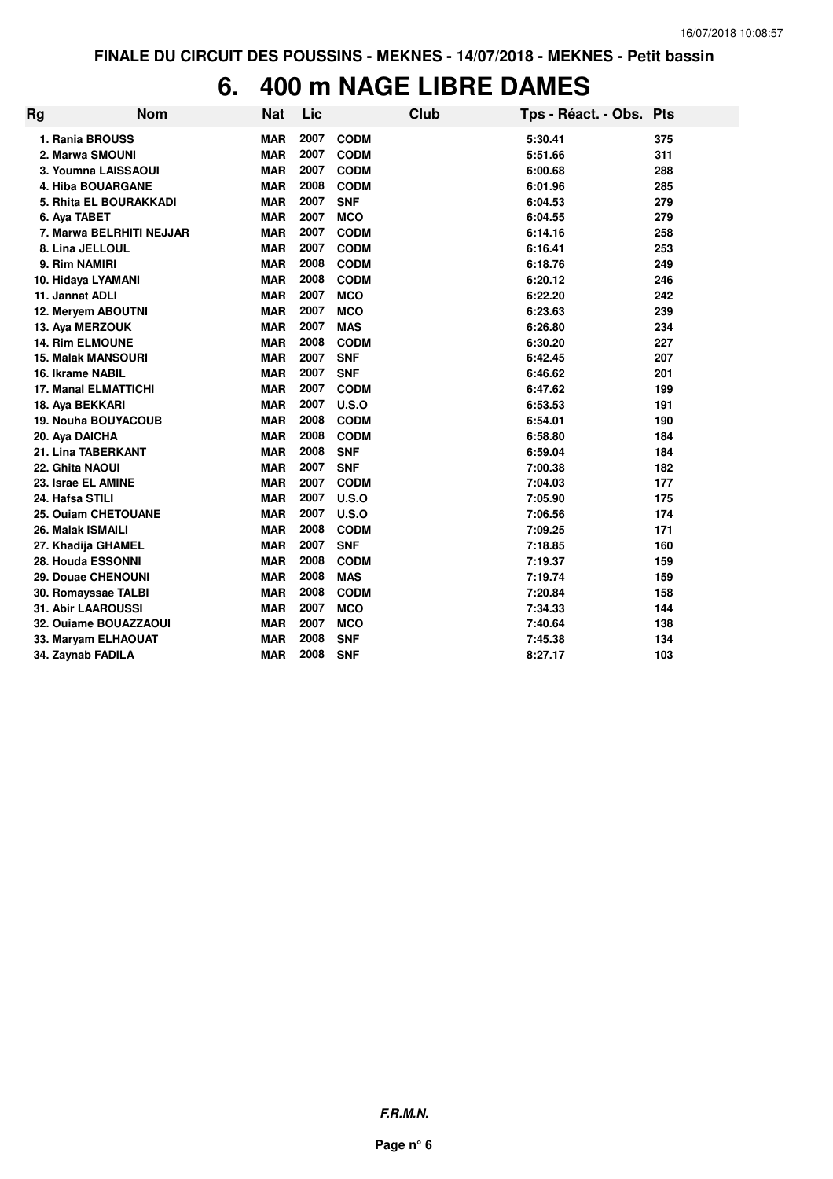FINALE DU CIRCUIT DES POUSSINS - MEKNES - 14/07/2018 - MEKNES - Petit bassin

# 6. 400 m NAGE LIBRE DAMES

| Rg | Nom | Nat | Lic | Club | Tps - Réact. - Obs. | Pts |
|---|---|---|---|---|---|---|
| 1. | Rania BROUSS | MAR | 2007 | CODM | 5:30.41 | 375 |
| 2. | Marwa SMOUNI | MAR | 2007 | CODM | 5:51.66 | 311 |
| 3. | Youmna LAISSAOUI | MAR | 2007 | CODM | 6:00.68 | 288 |
| 4. | Hiba BOUARGANE | MAR | 2008 | CODM | 6:01.96 | 285 |
| 5. | Rhita EL BOURAKKADI | MAR | 2007 | SNF | 6:04.53 | 279 |
| 6. | Aya TABET | MAR | 2007 | MCO | 6:04.55 | 279 |
| 7. | Marwa BELRHITI NEJJAR | MAR | 2007 | CODM | 6:14.16 | 258 |
| 8. | Lina JELLOUL | MAR | 2007 | CODM | 6:16.41 | 253 |
| 9. | Rim NAMIRI | MAR | 2008 | CODM | 6:18.76 | 249 |
| 10. | Hidaya LYAMANI | MAR | 2008 | CODM | 6:20.12 | 246 |
| 11. | Jannat ADLI | MAR | 2007 | MCO | 6:22.20 | 242 |
| 12. | Meryem ABOUTNI | MAR | 2007 | MCO | 6:23.63 | 239 |
| 13. | Aya MERZOUK | MAR | 2007 | MAS | 6:26.80 | 234 |
| 14. | Rim ELMOUNE | MAR | 2008 | CODM | 6:30.20 | 227 |
| 15. | Malak MANSOURI | MAR | 2007 | SNF | 6:42.45 | 207 |
| 16. | Ikrame NABIL | MAR | 2007 | SNF | 6:46.62 | 201 |
| 17. | Manal ELMATTICHI | MAR | 2007 | CODM | 6:47.62 | 199 |
| 18. | Aya BEKKARI | MAR | 2007 | U.S.O | 6:53.53 | 191 |
| 19. | Nouha BOUYACOUB | MAR | 2008 | CODM | 6:54.01 | 190 |
| 20. | Aya DAICHA | MAR | 2008 | CODM | 6:58.80 | 184 |
| 21. | Lina TABERKANT | MAR | 2008 | SNF | 6:59.04 | 184 |
| 22. | Ghita NAOUI | MAR | 2007 | SNF | 7:00.38 | 182 |
| 23. | Israe EL AMINE | MAR | 2007 | CODM | 7:04.03 | 177 |
| 24. | Hafsa STILI | MAR | 2007 | U.S.O | 7:05.90 | 175 |
| 25. | Ouiam CHETOUANE | MAR | 2007 | U.S.O | 7:06.56 | 174 |
| 26. | Malak ISMAILI | MAR | 2008 | CODM | 7:09.25 | 171 |
| 27. | Khadija GHAMEL | MAR | 2007 | SNF | 7:18.85 | 160 |
| 28. | Houda ESSONNI | MAR | 2008 | CODM | 7:19.37 | 159 |
| 29. | Douae CHENOUNI | MAR | 2008 | MAS | 7:19.74 | 159 |
| 30. | Romayssae TALBI | MAR | 2008 | CODM | 7:20.84 | 158 |
| 31. | Abir LAAROUSSI | MAR | 2007 | MCO | 7:34.33 | 144 |
| 32. | Ouiame BOUAZZAOUI | MAR | 2007 | MCO | 7:40.64 | 138 |
| 33. | Maryam ELHAOUAT | MAR | 2008 | SNF | 7:45.38 | 134 |
| 34. | Zaynab FADILA | MAR | 2008 | SNF | 8:27.17 | 103 |

*F.R.M.N.*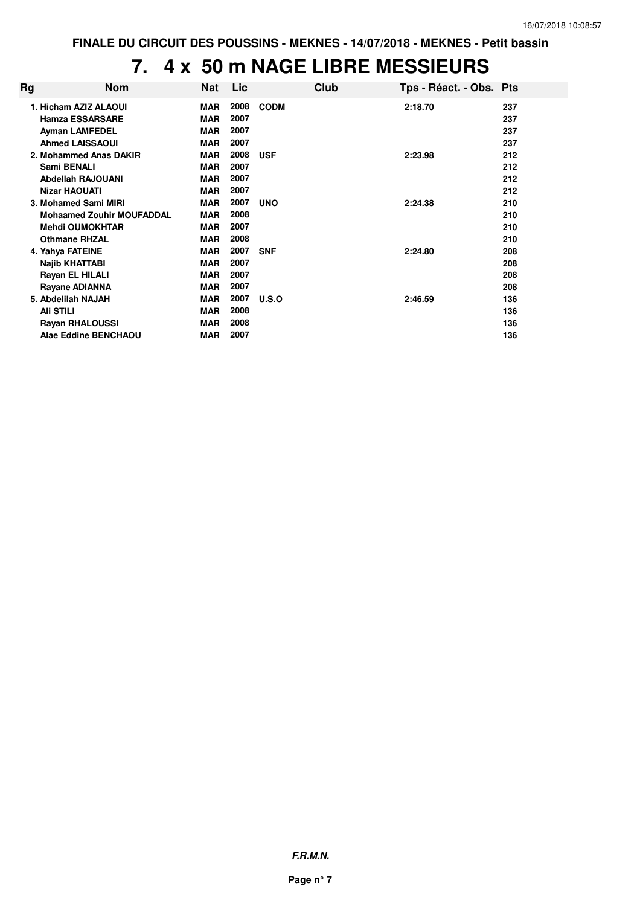**FINALE DU CIRCUIT DES POUSSINS - MEKNES - 14/07/2018 - MEKNES - Petit bassin**

# 7. 4 x 50 m NAGE LIBRE MESSIEURS

| Rg | Nom | Nat | Lic | Club | Tps - Réact. - Obs. | Pts |
|---|---|---|---|---|---|---|
| 1. | Hicham AZIZ ALAOUI | MAR | 2008 | CODM | 2:18.70 | 237 |
| | Hamza ESSARSARE | MAR | 2007 | | | 237 |
| | Ayman LAMFEDEL | MAR | 2007 | | | 237 |
| | Ahmed LAISSAOUI | MAR | 2007 | | | 237 |
| 2. | Mohammed Anas DAKIR | MAR | 2008 | USF | 2:23.98 | 212 |
| | Sami BENALI | MAR | 2007 | | | 212 |
| | Abdellah RAJOUANI | MAR | 2007 | | | 212 |
| | Nizar HAOUATI | MAR | 2007 | | | 212 |
| 3. | Mohamed Sami MIRI | MAR | 2007 | UNO | 2:24.38 | 210 |
| | Mohaamed Zouhir MOUFADDAL | MAR | 2008 | | | 210 |
| | Mehdi OUMOKHTAR | MAR | 2007 | | | 210 |
| | Othmane RHZAL | MAR | 2008 | | | 210 |
| 4. | Yahya FATEINE | MAR | 2007 | SNF | 2:24.80 | 208 |
| | Najib KHATTABI | MAR | 2007 | | | 208 |
| | Rayan EL HILALI | MAR | 2007 | | | 208 |
| | Rayane ADIANNA | MAR | 2007 | | | 208 |
| 5. | Abdelilah NAJAH | MAR | 2007 | U.S.O | 2:46.59 | 136 |
| | Ali STILI | MAR | 2008 | | | 136 |
| | Rayan RHALOUSSI | MAR | 2008 | | | 136 |
| | Alae Eddine BENCHAOU | MAR | 2007 | | | 136 |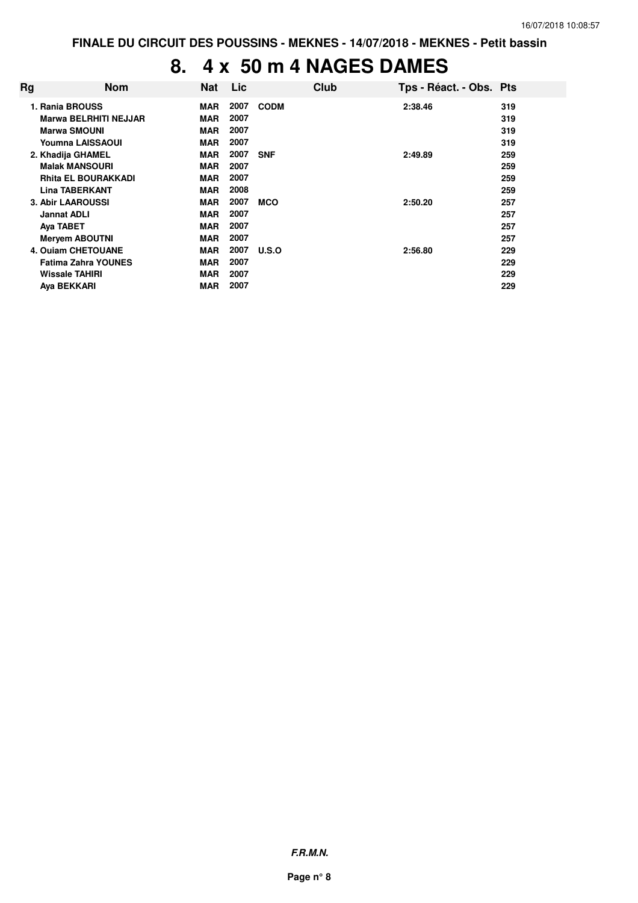FINALE DU CIRCUIT DES POUSSINS - MEKNES - 14/07/2018 - MEKNES - Petit bassin

# 8. 4 x 50 m 4 NAGES DAMES

| Rg | Nom | Nat | Lic | Club | Tps - Réact. - Obs. | Pts |
|---|---|---|---|---|---|---|
| 1. | Rania BROUSS | MAR | 2007 | CODM | 2:38.46 | 319 |
| | Marwa BELRHITI NEJJAR | MAR | 2007 | | | 319 |
| | Marwa SMOUNI | MAR | 2007 | | | 319 |
| | Youmna LAISSAOUI | MAR | 2007 | | | 319 |
| 2. | Khadija GHAMEL | MAR | 2007 | SNF | 2:49.89 | 259 |
| | Malak MANSOURI | MAR | 2007 | | | 259 |
| | Rhita EL BOURAKKADI | MAR | 2007 | | | 259 |
| | Lina TABERKANT | MAR | 2008 | | | 259 |
| 3. | Abir LAAROUSSI | MAR | 2007 | MCO | 2:50.20 | 257 |
| | Jannat ADLI | MAR | 2007 | | | 257 |
| | Aya TABET | MAR | 2007 | | | 257 |
| | Meryem ABOUTNI | MAR | 2007 | | | 257 |
| 4. | Ouiam CHETOUANE | MAR | 2007 | U.S.O | 2:56.80 | 229 |
| | Fatima Zahra YOUNES | MAR | 2007 | | | 229 |
| | Wissale TAHIRI | MAR | 2007 | | | 229 |
| | Aya BEKKARI | MAR | 2007 | | | 229 |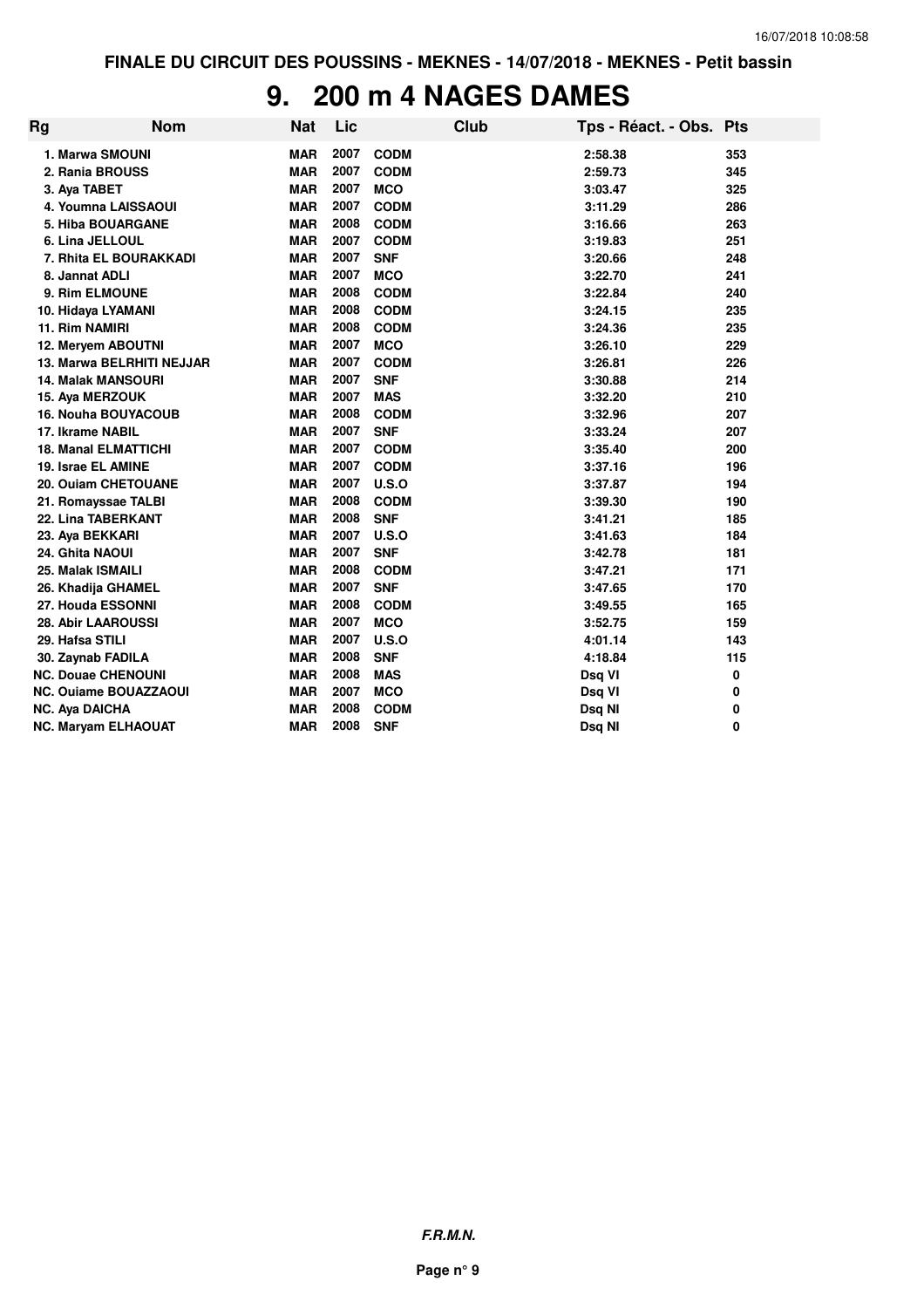FINALE DU CIRCUIT DES POUSSINS - MEKNES - 14/07/2018 - MEKNES - Petit bassin

# 9. 200 m 4 NAGES DAMES

| Rg | Nom | Nat | Lic | Club | Tps - Réact. - Obs. | Pts |
|---|---|---|---|---|---|---|
| 1. | Marwa SMOUNI | MAR | 2007 | CODM | 2:58.38 | 353 |
| 2. | Rania BROUSS | MAR | 2007 | CODM | 2:59.73 | 345 |
| 3. | Aya TABET | MAR | 2007 | MCO | 3:03.47 | 325 |
| 4. | Youmna LAISSAOUI | MAR | 2007 | CODM | 3:11.29 | 286 |
| 5. | Hiba BOUARGANE | MAR | 2008 | CODM | 3:16.66 | 263 |
| 6. | Lina JELLOUL | MAR | 2007 | CODM | 3:19.83 | 251 |
| 7. | Rhita EL BOURAKKADI | MAR | 2007 | SNF | 3:20.66 | 248 |
| 8. | Jannat ADLI | MAR | 2007 | MCO | 3:22.70 | 241 |
| 9. | Rim ELMOUNE | MAR | 2008 | CODM | 3:22.84 | 240 |
| 10. | Hidaya LYAMANI | MAR | 2008 | CODM | 3:24.15 | 235 |
| 11. | Rim NAMIRI | MAR | 2008 | CODM | 3:24.36 | 235 |
| 12. | Meryem ABOUTNI | MAR | 2007 | MCO | 3:26.10 | 229 |
| 13. | Marwa BELRHITI NEJJAR | MAR | 2007 | CODM | 3:26.81 | 226 |
| 14. | Malak MANSOURI | MAR | 2007 | SNF | 3:30.88 | 214 |
| 15. | Aya MERZOUK | MAR | 2007 | MAS | 3:32.20 | 210 |
| 16. | Nouha BOUYACOUB | MAR | 2008 | CODM | 3:32.96 | 207 |
| 17. | Ikrame NABIL | MAR | 2007 | SNF | 3:33.24 | 207 |
| 18. | Manal ELMATTICHI | MAR | 2007 | CODM | 3:35.40 | 200 |
| 19. | Israe EL AMINE | MAR | 2007 | CODM | 3:37.16 | 196 |
| 20. | Ouiam CHETOUANE | MAR | 2007 | U.S.O | 3:37.87 | 194 |
| 21. | Romayssae TALBI | MAR | 2008 | CODM | 3:39.30 | 190 |
| 22. | Lina TABERKANT | MAR | 2008 | SNF | 3:41.21 | 185 |
| 23. | Aya BEKKARI | MAR | 2007 | U.S.O | 3:41.63 | 184 |
| 24. | Ghita NAOUI | MAR | 2007 | SNF | 3:42.78 | 181 |
| 25. | Malak ISMAILI | MAR | 2008 | CODM | 3:47.21 | 171 |
| 26. | Khadija GHAMEL | MAR | 2007 | SNF | 3:47.65 | 170 |
| 27. | Houda ESSONNI | MAR | 2008 | CODM | 3:49.55 | 165 |
| 28. | Abir LAAROUSSI | MAR | 2007 | MCO | 3:52.75 | 159 |
| 29. | Hafsa STILI | MAR | 2007 | U.S.O | 4:01.14 | 143 |
| 30. | Zaynab FADILA | MAR | 2008 | SNF | 4:18.84 | 115 |
| NC. | Douae CHENOUNI | MAR | 2008 | MAS | Dsq VI | 0 |
| NC. | Ouiame BOUAZZAOUI | MAR | 2007 | MCO | Dsq VI | 0 |
| NC. | Aya DAICHA | MAR | 2008 | CODM | Dsq NI | 0 |
| NC. | Maryam ELHAOUAT | MAR | 2008 | SNF | Dsq NI | 0 |

*F.R.M.N.*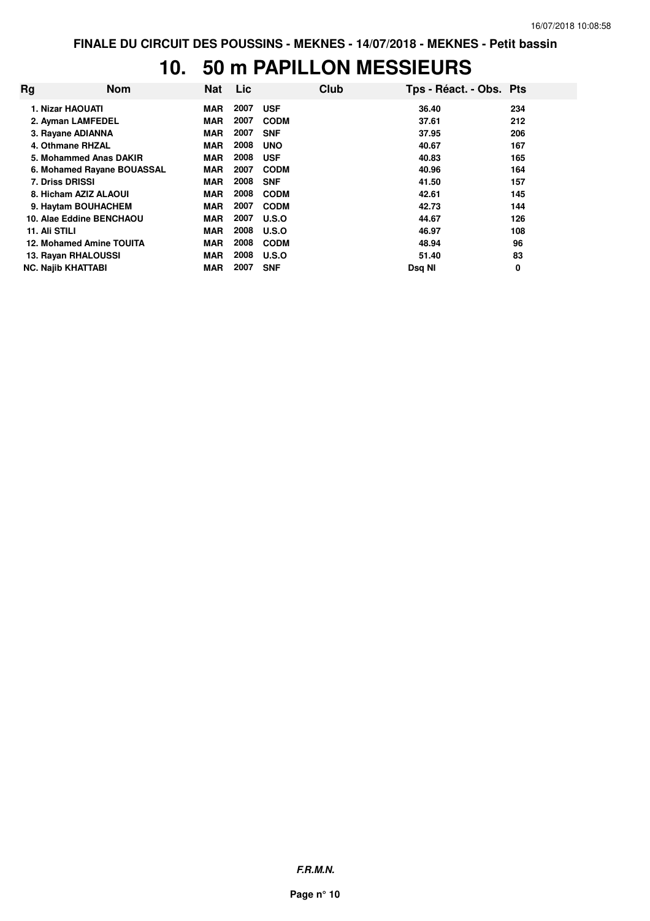FINALE DU CIRCUIT DES POUSSINS - MEKNES - 14/07/2018 - MEKNES - Petit bassin

# 10. 50 m PAPILLON MESSIEURS

| Rg | Nom | Nat | Lic | Club | Tps - Réact. - Obs. | Pts |
|---|---|---|---|---|---|---|
| 1. | Nizar HAOUATI | MAR | 2007 | USF | 36.40 | 234 |
| 2. | Ayman LAMFEDEL | MAR | 2007 | CODM | 37.61 | 212 |
| 3. | Rayane ADIANNA | MAR | 2007 | SNF | 37.95 | 206 |
| 4. | Othmane RHZAL | MAR | 2008 | UNO | 40.67 | 167 |
| 5. | Mohammed Anas DAKIR | MAR | 2008 | USF | 40.83 | 165 |
| 6. | Mohamed Rayane BOUASSAL | MAR | 2007 | CODM | 40.96 | 164 |
| 7. | Driss DRISSI | MAR | 2008 | SNF | 41.50 | 157 |
| 8. | Hicham AZIZ ALAOUI | MAR | 2008 | CODM | 42.61 | 145 |
| 9. | Haytam BOUHACHEM | MAR | 2007 | CODM | 42.73 | 144 |
| 10. | Alae Eddine BENCHAOU | MAR | 2007 | U.S.O | 44.67 | 126 |
| 11. | Ali STILI | MAR | 2008 | U.S.O | 46.97 | 108 |
| 12. | Mohamed Amine TOUITA | MAR | 2008 | CODM | 48.94 | 96 |
| 13. | Rayan RHALOUSSI | MAR | 2008 | U.S.O | 51.40 | 83 |
| NC. | Najib KHATTABI | MAR | 2007 | SNF | Dsq NI | 0 |

*F.R.M.N.*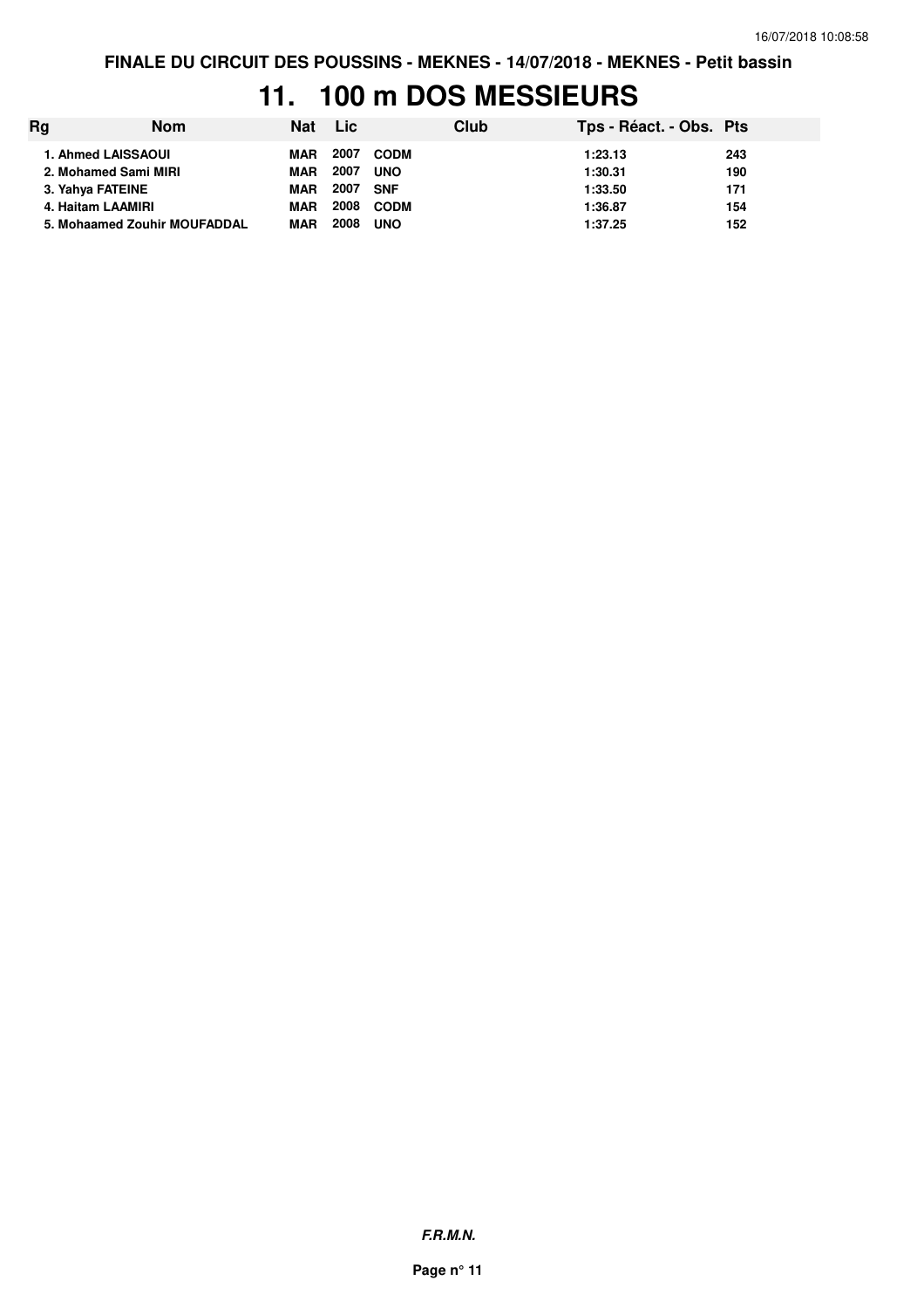# 11. 100 m DOS MESSIEURS

| Rg | Nom | Nat | Lic | Club | Tps - Réact. - Obs. | Pts |
|---|---|---|---|---|---|---|
| 1. | Ahmed LAISSAOUI | MAR | 2007 | CODM | 1:23.13 | 243 |
| 2. | Mohamed Sami MIRI | MAR | 2007 | UNO | 1:30.31 | 190 |
| 3. | Yahya FATEINE | MAR | 2007 | SNF | 1:33.50 | 171 |
| 4. | Haitam LAAMIRI | MAR | 2008 | CODM | 1:36.87 | 154 |
| 5. | Mohaamed Zouhir MOUFADDAL | MAR | 2008 | UNO | 1:37.25 | 152 |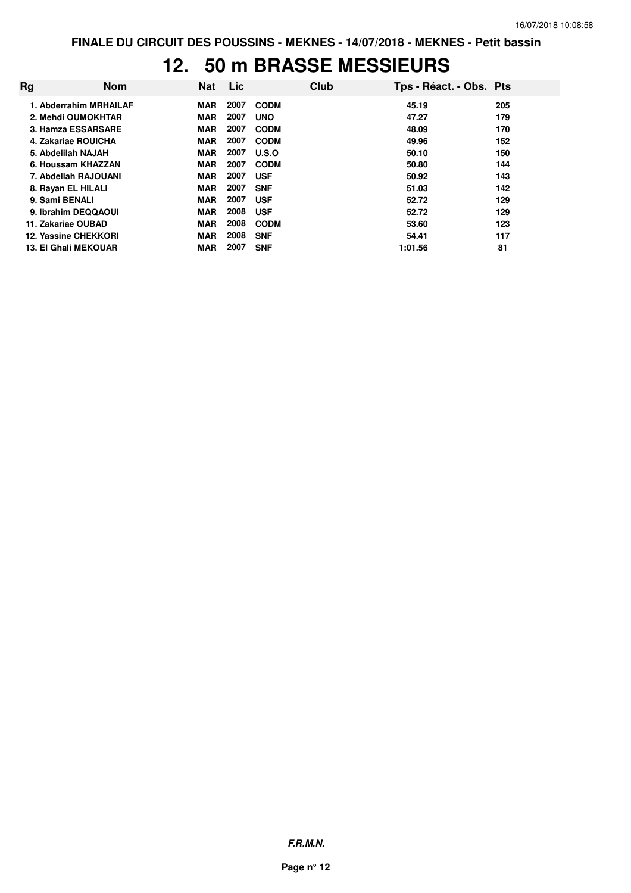# 12. 50 m BRASSE MESSIEURS

| Rg | Nom | Nat | Lic | Club | Tps - Réact. - Obs. | Pts |
|---|---|---|---|---|---|---|
| 1. | Abderrahim MRHAILAF | MAR | 2007 | CODM | 45.19 | 205 |
| 2. | Mehdi OUMOKHTAR | MAR | 2007 | UNO | 47.27 | 179 |
| 3. | Hamza ESSARSARE | MAR | 2007 | CODM | 48.09 | 170 |
| 4. | Zakariae ROUICHA | MAR | 2007 | CODM | 49.96 | 152 |
| 5. | Abdelilah NAJAH | MAR | 2007 | U.S.O | 50.10 | 150 |
| 6. | Houssam KHAZZAN | MAR | 2007 | CODM | 50.80 | 144 |
| 7. | Abdellah RAJOUANI | MAR | 2007 | USF | 50.92 | 143 |
| 8. | Rayan EL HILALI | MAR | 2007 | SNF | 51.03 | 142 |
| 9. | Sami BENALI | MAR | 2007 | USF | 52.72 | 129 |
| 9. | Ibrahim DEQQAOUI | MAR | 2008 | USF | 52.72 | 129 |
| 11. | Zakariae OUBAD | MAR | 2008 | CODM | 53.60 | 123 |
| 12. | Yassine CHEKKORI | MAR | 2008 | SNF | 54.41 | 117 |
| 13. | El Ghali MEKOUAR | MAR | 2007 | SNF | 1:01.56 | 81 |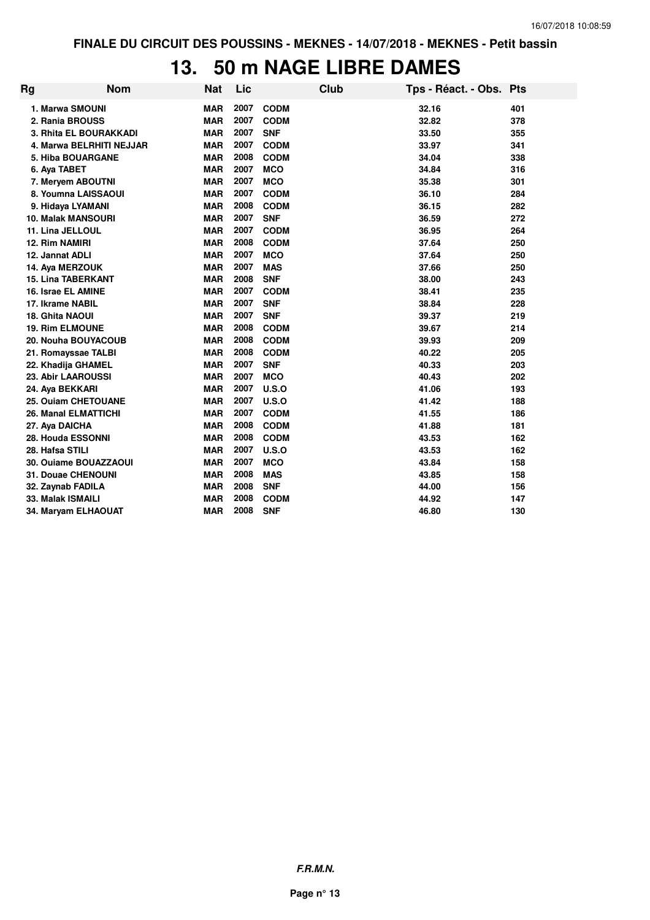# 13. 50 m NAGE LIBRE DAMES

| Rg | Nom | Nat | Lic | Club | Tps - Réact. - Obs. | Pts |
|---|---|---|---|---|---|---|
| 1. | Marwa SMOUNI | MAR | 2007 | CODM | 32.16 | 401 |
| 2. | Rania BROUSS | MAR | 2007 | CODM | 32.82 | 378 |
| 3. | Rhita EL BOURAKKADI | MAR | 2007 | SNF | 33.50 | 355 |
| 4. | Marwa BELRHITI NEJJAR | MAR | 2007 | CODM | 33.97 | 341 |
| 5. | Hiba BOUARGANE | MAR | 2008 | CODM | 34.04 | 338 |
| 6. | Aya TABET | MAR | 2007 | MCO | 34.84 | 316 |
| 7. | Meryem ABOUTNI | MAR | 2007 | MCO | 35.38 | 301 |
| 8. | Youmna LAISSAOUI | MAR | 2007 | CODM | 36.10 | 284 |
| 9. | Hidaya LYAMANI | MAR | 2008 | CODM | 36.15 | 282 |
| 10. | Malak MANSOURI | MAR | 2007 | SNF | 36.59 | 272 |
| 11. | Lina JELLOUL | MAR | 2007 | CODM | 36.95 | 264 |
| 12. | Rim NAMIRI | MAR | 2008 | CODM | 37.64 | 250 |
| 12. | Jannat ADLI | MAR | 2007 | MCO | 37.64 | 250 |
| 14. | Aya MERZOUK | MAR | 2007 | MAS | 37.66 | 250 |
| 15. | Lina TABERKANT | MAR | 2008 | SNF | 38.00 | 243 |
| 16. | Israe EL AMINE | MAR | 2007 | CODM | 38.41 | 235 |
| 17. | Ikrame NABIL | MAR | 2007 | SNF | 38.84 | 228 |
| 18. | Ghita NAOUI | MAR | 2007 | SNF | 39.37 | 219 |
| 19. | Rim ELMOUNE | MAR | 2008 | CODM | 39.67 | 214 |
| 20. | Nouha BOUYACOUB | MAR | 2008 | CODM | 39.93 | 209 |
| 21. | Romayssae TALBI | MAR | 2008 | CODM | 40.22 | 205 |
| 22. | Khadija GHAMEL | MAR | 2007 | SNF | 40.33 | 203 |
| 23. | Abir LAAROUSSI | MAR | 2007 | MCO | 40.43 | 202 |
| 24. | Aya BEKKARI | MAR | 2007 | U.S.O | 41.06 | 193 |
| 25. | Ouiam CHETOUANE | MAR | 2007 | U.S.O | 41.42 | 188 |
| 26. | Manal ELMATTICHI | MAR | 2007 | CODM | 41.55 | 186 |
| 27. | Aya DAICHA | MAR | 2008 | CODM | 41.88 | 181 |
| 28. | Houda ESSONNI | MAR | 2008 | CODM | 43.53 | 162 |
| 28. | Hafsa STILI | MAR | 2007 | U.S.O | 43.53 | 162 |
| 30. | Ouiame BOUAZZAOUI | MAR | 2007 | MCO | 43.84 | 158 |
| 31. | Douae CHENOUNI | MAR | 2008 | MAS | 43.85 | 158 |
| 32. | Zaynab FADILA | MAR | 2008 | SNF | 44.00 | 156 |
| 33. | Malak ISMAILI | MAR | 2008 | CODM | 44.92 | 147 |
| 34. | Maryam ELHAOUAT | MAR | 2008 | SNF | 46.80 | 130 |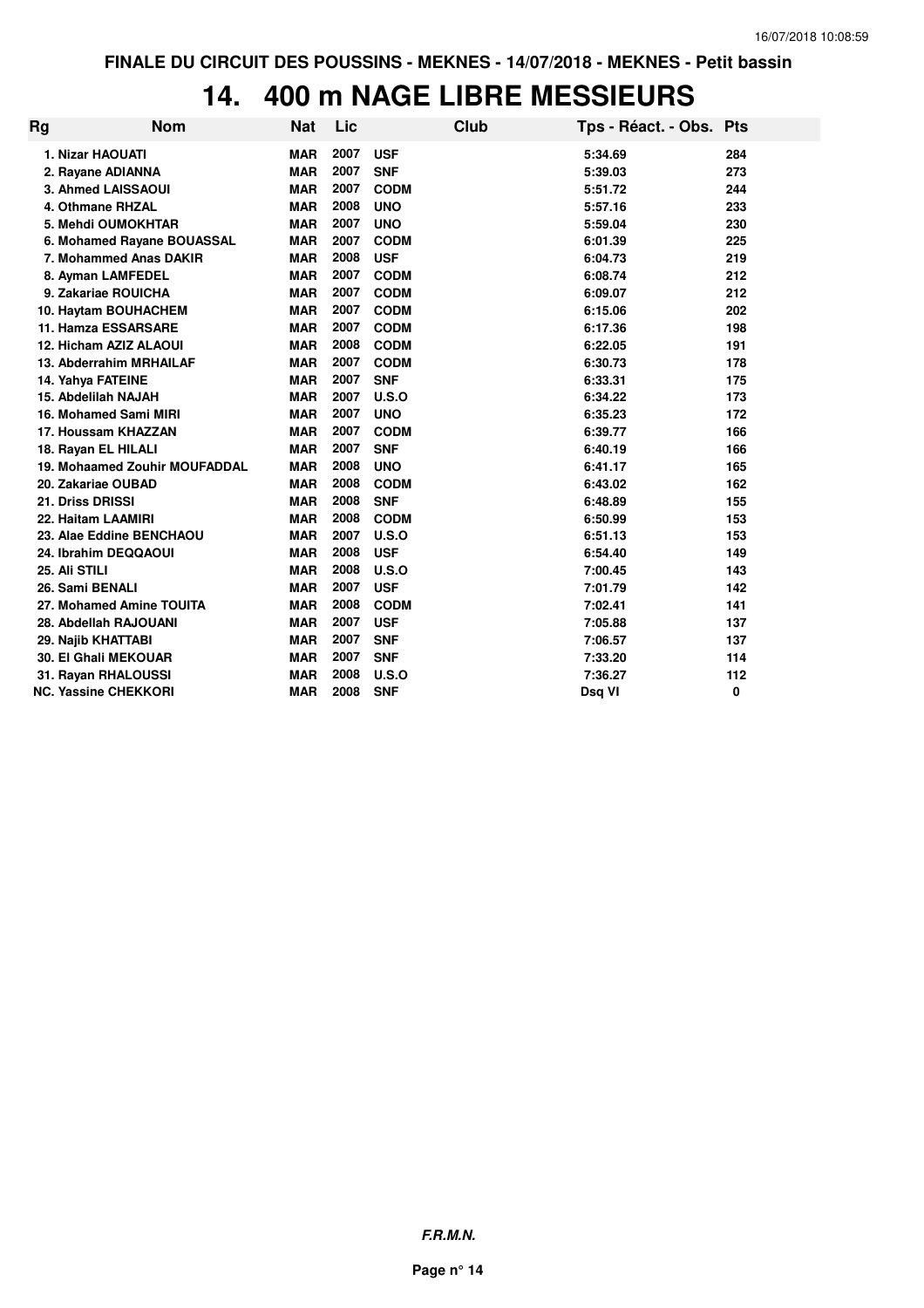FINALE DU CIRCUIT DES POUSSINS - MEKNES - 14/07/2018 - MEKNES - Petit bassin

# 14. 400 m NAGE LIBRE MESSIEURS

| Rg | Nom | Nat | Lic | Club | Tps - Réact. - Obs. | Pts |
|---|---|---|---|---|---|---|
| 1. | Nizar HAOUATI | MAR | 2007 | USF | 5:34.69 | 284 |
| 2. | Rayane ADIANNA | MAR | 2007 | SNF | 5:39.03 | 273 |
| 3. | Ahmed LAISSAOUI | MAR | 2007 | CODM | 5:51.72 | 244 |
| 4. | Othmane RHZAL | MAR | 2008 | UNO | 5:57.16 | 233 |
| 5. | Mehdi OUMOKHTAR | MAR | 2007 | UNO | 5:59.04 | 230 |
| 6. | Mohamed Rayane BOUASSAL | MAR | 2007 | CODM | 6:01.39 | 225 |
| 7. | Mohammed Anas DAKIR | MAR | 2008 | USF | 6:04.73 | 219 |
| 8. | Ayman LAMFEDEL | MAR | 2007 | CODM | 6:08.74 | 212 |
| 9. | Zakariae ROUICHA | MAR | 2007 | CODM | 6:09.07 | 212 |
| 10. | Haytam BOUHACHEM | MAR | 2007 | CODM | 6:15.06 | 202 |
| 11. | Hamza ESSARSARE | MAR | 2007 | CODM | 6:17.36 | 198 |
| 12. | Hicham AZIZ ALAOUI | MAR | 2008 | CODM | 6:22.05 | 191 |
| 13. | Abderrahim MRHAILAF | MAR | 2007 | CODM | 6:30.73 | 178 |
| 14. | Yahya FATEINE | MAR | 2007 | SNF | 6:33.31 | 175 |
| 15. | Abdelilah NAJAH | MAR | 2007 | U.S.O | 6:34.22 | 173 |
| 16. | Mohamed Sami MIRI | MAR | 2007 | UNO | 6:35.23 | 172 |
| 17. | Houssam KHAZZAN | MAR | 2007 | CODM | 6:39.77 | 166 |
| 18. | Rayan EL HILALI | MAR | 2007 | SNF | 6:40.19 | 166 |
| 19. | Mohaamed Zouhir MOUFADDAL | MAR | 2008 | UNO | 6:41.17 | 165 |
| 20. | Zakariae OUBAD | MAR | 2008 | CODM | 6:43.02 | 162 |
| 21. | Driss DRISSI | MAR | 2008 | SNF | 6:48.89 | 155 |
| 22. | Haitam LAAMIRI | MAR | 2008 | CODM | 6:50.99 | 153 |
| 23. | Alae Eddine BENCHAOU | MAR | 2007 | U.S.O | 6:51.13 | 153 |
| 24. | Ibrahim DEQQAOUI | MAR | 2008 | USF | 6:54.40 | 149 |
| 25. | Ali STILI | MAR | 2008 | U.S.O | 7:00.45 | 143 |
| 26. | Sami BENALI | MAR | 2007 | USF | 7:01.79 | 142 |
| 27. | Mohamed Amine TOUITA | MAR | 2008 | CODM | 7:02.41 | 141 |
| 28. | Abdellah RAJOUANI | MAR | 2007 | USF | 7:05.88 | 137 |
| 29. | Najib KHATTABI | MAR | 2007 | SNF | 7:06.57 | 137 |
| 30. | El Ghali MEKOUAR | MAR | 2007 | SNF | 7:33.20 | 114 |
| 31. | Rayan RHALOUSSI | MAR | 2008 | U.S.O | 7:36.27 | 112 |
| NC. | Yassine CHEKKORI | MAR | 2008 | SNF | Dsq VI | 0 |

*F.R.M.N.*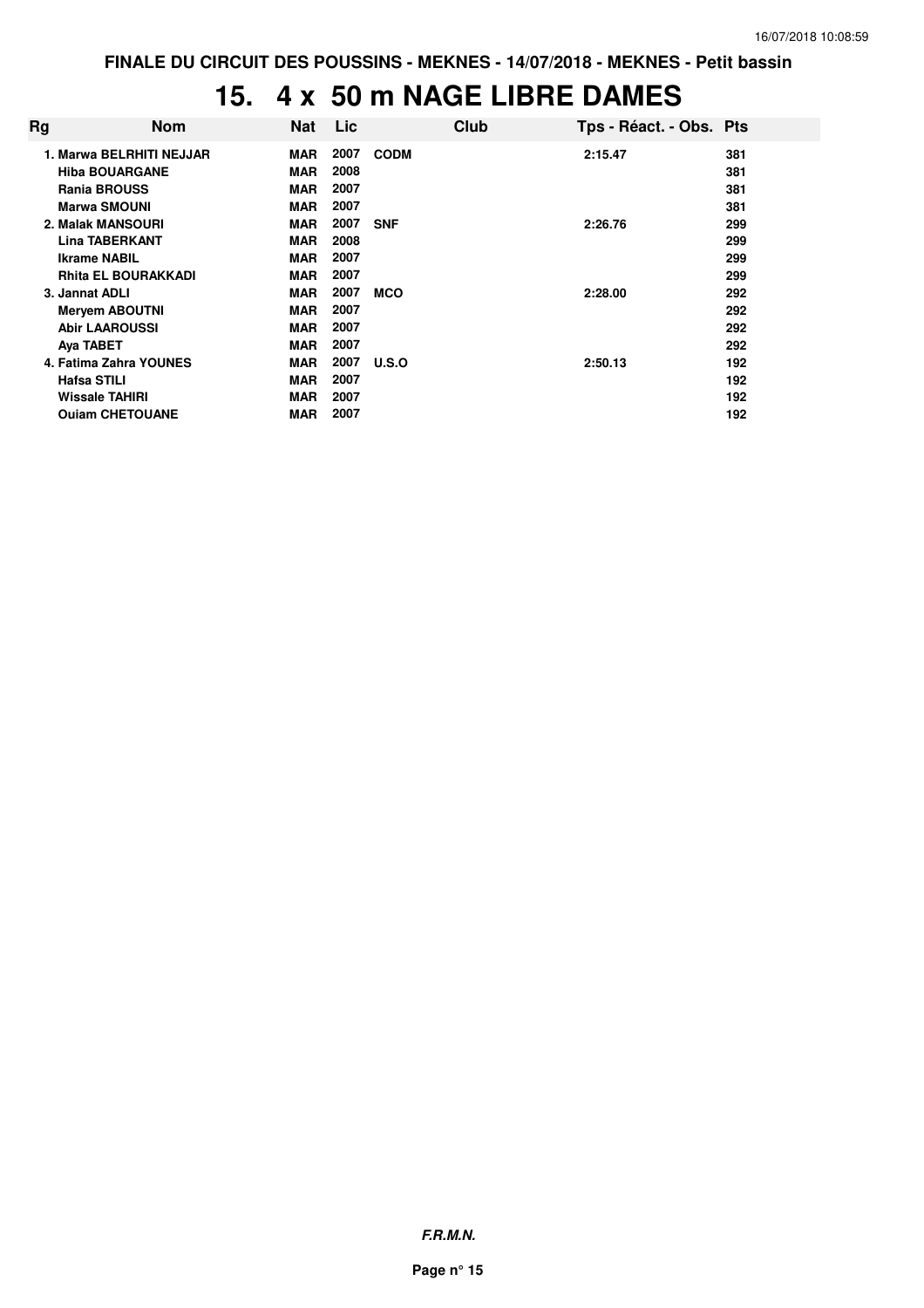FINALE DU CIRCUIT DES POUSSINS - MEKNES - 14/07/2018 - MEKNES - Petit bassin

# 15. 4 x 50 m NAGE LIBRE DAMES

| Rg | Nom | Nat | Lic | Club | Tps - Réact. - Obs. | Pts |
|---|---|---|---|---|---|---|
| 1. | Marwa BELRHITI NEJJAR | MAR | 2007 | CODM | 2:15.47 | 381 |
| | Hiba BOUARGANE | MAR | 2008 | | | 381 |
| | Rania BROUSS | MAR | 2007 | | | 381 |
| | Marwa SMOUNI | MAR | 2007 | | | 381 |
| 2. | Malak MANSOURI | MAR | 2007 | SNF | 2:26.76 | 299 |
| | Lina TABERKANT | MAR | 2008 | | | 299 |
| | Ikrame NABIL | MAR | 2007 | | | 299 |
| | Rhita EL BOURAKKADI | MAR | 2007 | | | 299 |
| 3. | Jannat ADLI | MAR | 2007 | MCO | 2:28.00 | 292 |
| | Meryem ABOUTNI | MAR | 2007 | | | 292 |
| | Abir LAAROUSSI | MAR | 2007 | | | 292 |
| | Aya TABET | MAR | 2007 | | | 292 |
| 4. | Fatima Zahra YOUNES | MAR | 2007 | U.S.O | 2:50.13 | 192 |
| | Hafsa STILI | MAR | 2007 | | | 192 |
| | Wissale TAHIRI | MAR | 2007 | | | 192 |
| | Ouiam CHETOUANE | MAR | 2007 | | | 192 |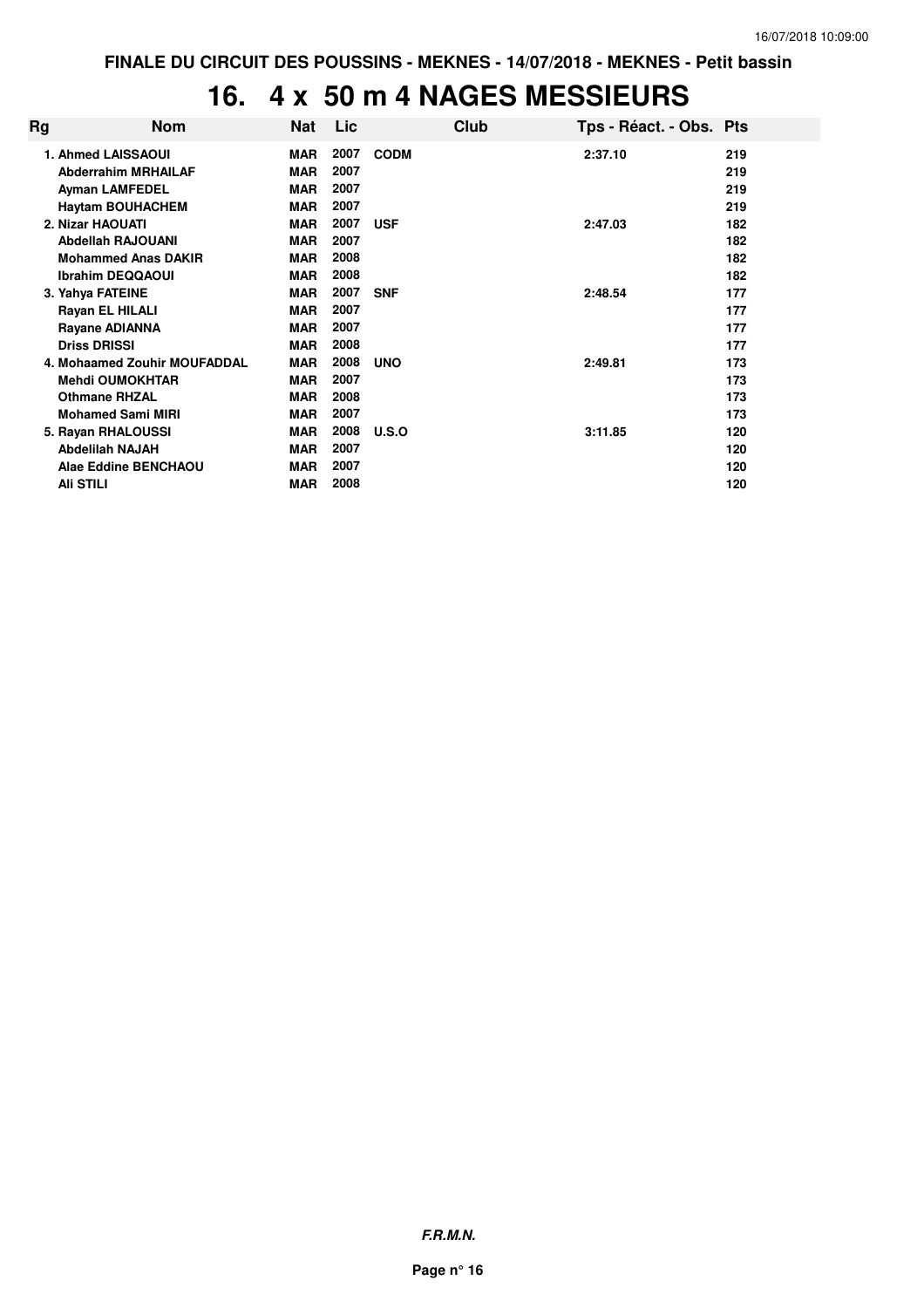FINALE DU CIRCUIT DES POUSSINS - MEKNES - 14/07/2018 - MEKNES - Petit bassin

# 16. 4 x 50 m 4 NAGES MESSIEURS

| Rg | Nom | Nat | Lic | Club | Tps - Réact. - Obs. | Pts |
|---|---|---|---|---|---|---|
| 1. | Ahmed LAISSAOUI | MAR | 2007 | CODM | 2:37.10 | 219 |
| | Abderrahim MRHAILAF | MAR | 2007 | | | 219 |
| | Ayman LAMFEDEL | MAR | 2007 | | | 219 |
| | Haytam BOUHACHEM | MAR | 2007 | | | 219 |
| 2. | Nizar HAOUATI | MAR | 2007 | USF | 2:47.03 | 182 |
| | Abdellah RAJOUANI | MAR | 2007 | | | 182 |
| | Mohammed Anas DAKIR | MAR | 2008 | | | 182 |
| | Ibrahim DEQQAOUI | MAR | 2008 | | | 182 |
| 3. | Yahya FATEINE | MAR | 2007 | SNF | 2:48.54 | 177 |
| | Rayan EL HILALI | MAR | 2007 | | | 177 |
| | Rayane ADIANNA | MAR | 2007 | | | 177 |
| | Driss DRISSI | MAR | 2008 | | | 177 |
| 4. | Mohaamed Zouhir MOUFADDAL | MAR | 2008 | UNO | 2:49.81 | 173 |
| | Mehdi OUMOKHTAR | MAR | 2007 | | | 173 |
| | Othmane RHZAL | MAR | 2008 | | | 173 |
| | Mohamed Sami MIRI | MAR | 2007 | | | 173 |
| 5. | Rayan RHALOUSSI | MAR | 2008 | U.S.O | 3:11.85 | 120 |
| | Abdelilah NAJAH | MAR | 2007 | | | 120 |
| | Alae Eddine BENCHAOU | MAR | 2007 | | | 120 |
| | Ali STILI | MAR | 2008 | | | 120 |